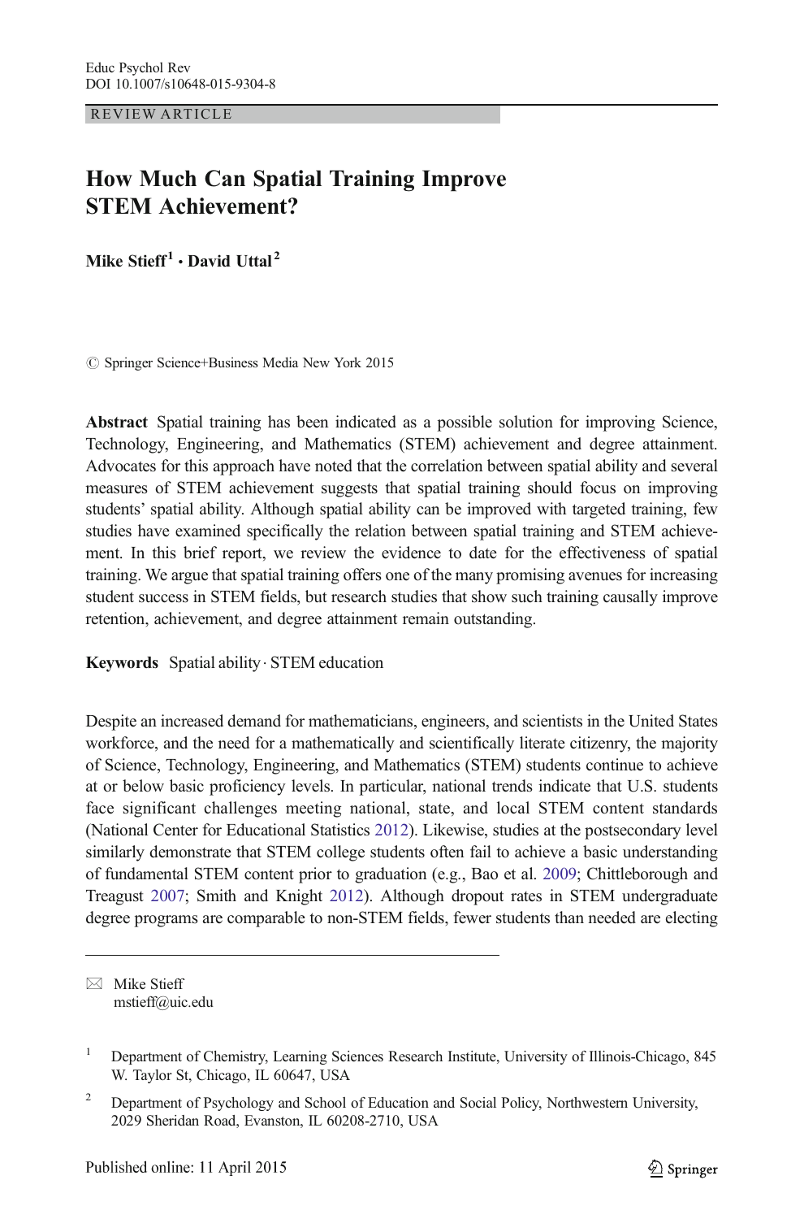REVIEW ARTICLE

# How Much Can Spatial Training Improve STEM Achievement?

**Mike Stieff[1] · David Uttal[2]**

© Springer Science+Business Media New York 2015

**Abstract** Spatial training has been indicated as a possible solution for improving Science, Technology, Engineering, and Mathematics (STEM) achievement and degree attainment. Advocates for this approach have noted that the correlation between spatial ability and several measures of STEM achievement suggests that spatial training should focus on improving students' spatial ability. Although spatial ability can be improved with targeted training, few studies have examined specifically the relation between spatial training and STEM achievement. In this brief report, we review the evidence to date for the effectiveness of spatial training. We argue that spatial training offers one of the many promising avenues for increasing student success in STEM fields, but research studies that show such training causally improve retention, achievement, and degree attainment remain outstanding.

**Keywords** Spatial ability · STEM education

Despite an increased demand for mathematicians, engineers, and scientists in the United States workforce, and the need for a mathematically and scientifically literate citizenry, the majority of Science, Technology, Engineering, and Mathematics (STEM) students continue to achieve at or below basic proficiency levels. In particular, national trends indicate that U.S. students face significant challenges meeting national, state, and local STEM content standards (National Center for Educational Statistics 2012). Likewise, studies at the postsecondary level similarly demonstrate that STEM college students often fail to achieve a basic understanding of fundamental STEM content prior to graduation (e.g., Bao et al. 2009; Chittleborough and Treagust 2007; Smith and Knight 2012). Although dropout rates in STEM undergraduate degree programs are comparable to non-STEM fields, fewer students than needed are electing

---

✉ Mike Stieff
mstieff@uic.edu

[1] Department of Chemistry, Learning Sciences Research Institute, University of Illinois-Chicago, 845 W. Taylor St, Chicago, IL 60647, USA

[2] Department of Psychology and School of Education and Social Policy, Northwestern University, 2029 Sheridan Road, Evanston, IL 60208-2710, USA

Published online: 11 April 2015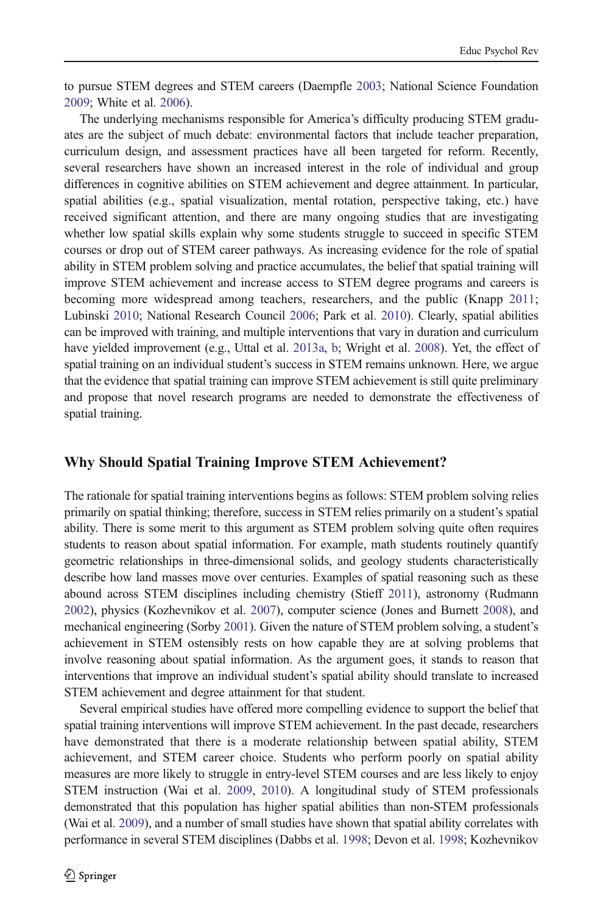to pursue STEM degrees and STEM careers (Daempfle 2003; National Science Foundation 2009; White et al. 2006).

The underlying mechanisms responsible for America's difficulty producing STEM graduates are the subject of much debate: environmental factors that include teacher preparation, curriculum design, and assessment practices have all been targeted for reform. Recently, several researchers have shown an increased interest in the role of individual and group differences in cognitive abilities on STEM achievement and degree attainment. In particular, spatial abilities (e.g., spatial visualization, mental rotation, perspective taking, etc.) have received significant attention, and there are many ongoing studies that are investigating whether low spatial skills explain why some students struggle to succeed in specific STEM courses or drop out of STEM career pathways. As increasing evidence for the role of spatial ability in STEM problem solving and practice accumulates, the belief that spatial training will improve STEM achievement and increase access to STEM degree programs and careers is becoming more widespread among teachers, researchers, and the public (Knapp 2011; Lubinski 2010; National Research Council 2006; Park et al. 2010). Clearly, spatial abilities can be improved with training, and multiple interventions that vary in duration and curriculum have yielded improvement (e.g., Uttal et al. 2013a, b; Wright et al. 2008). Yet, the effect of spatial training on an individual student's success in STEM remains unknown. Here, we argue that the evidence that spatial training can improve STEM achievement is still quite preliminary and propose that novel research programs are needed to demonstrate the effectiveness of spatial training.

## Why Should Spatial Training Improve STEM Achievement?

The rationale for spatial training interventions begins as follows: STEM problem solving relies primarily on spatial thinking; therefore, success in STEM relies primarily on a student's spatial ability. There is some merit to this argument as STEM problem solving quite often requires students to reason about spatial information. For example, math students routinely quantify geometric relationships in three-dimensional solids, and geology students characteristically describe how land masses move over centuries. Examples of spatial reasoning such as these abound across STEM disciplines including chemistry (Stieff 2011), astronomy (Rudmann 2002), physics (Kozhevnikov et al. 2007), computer science (Jones and Burnett 2008), and mechanical engineering (Sorby 2001). Given the nature of STEM problem solving, a student's achievement in STEM ostensibly rests on how capable they are at solving problems that involve reasoning about spatial information. As the argument goes, it stands to reason that interventions that improve an individual student's spatial ability should translate to increased STEM achievement and degree attainment for that student.

Several empirical studies have offered more compelling evidence to support the belief that spatial training interventions will improve STEM achievement. In the past decade, researchers have demonstrated that there is a moderate relationship between spatial ability, STEM achievement, and STEM career choice. Students who perform poorly on spatial ability measures are more likely to struggle in entry-level STEM courses and are less likely to enjoy STEM instruction (Wai et al. 2009, 2010). A longitudinal study of STEM professionals demonstrated that this population has higher spatial abilities than non-STEM professionals (Wai et al. 2009), and a number of small studies have shown that spatial ability correlates with performance in several STEM disciplines (Dabbs et al. 1998; Devon et al. 1998; Kozhevnikov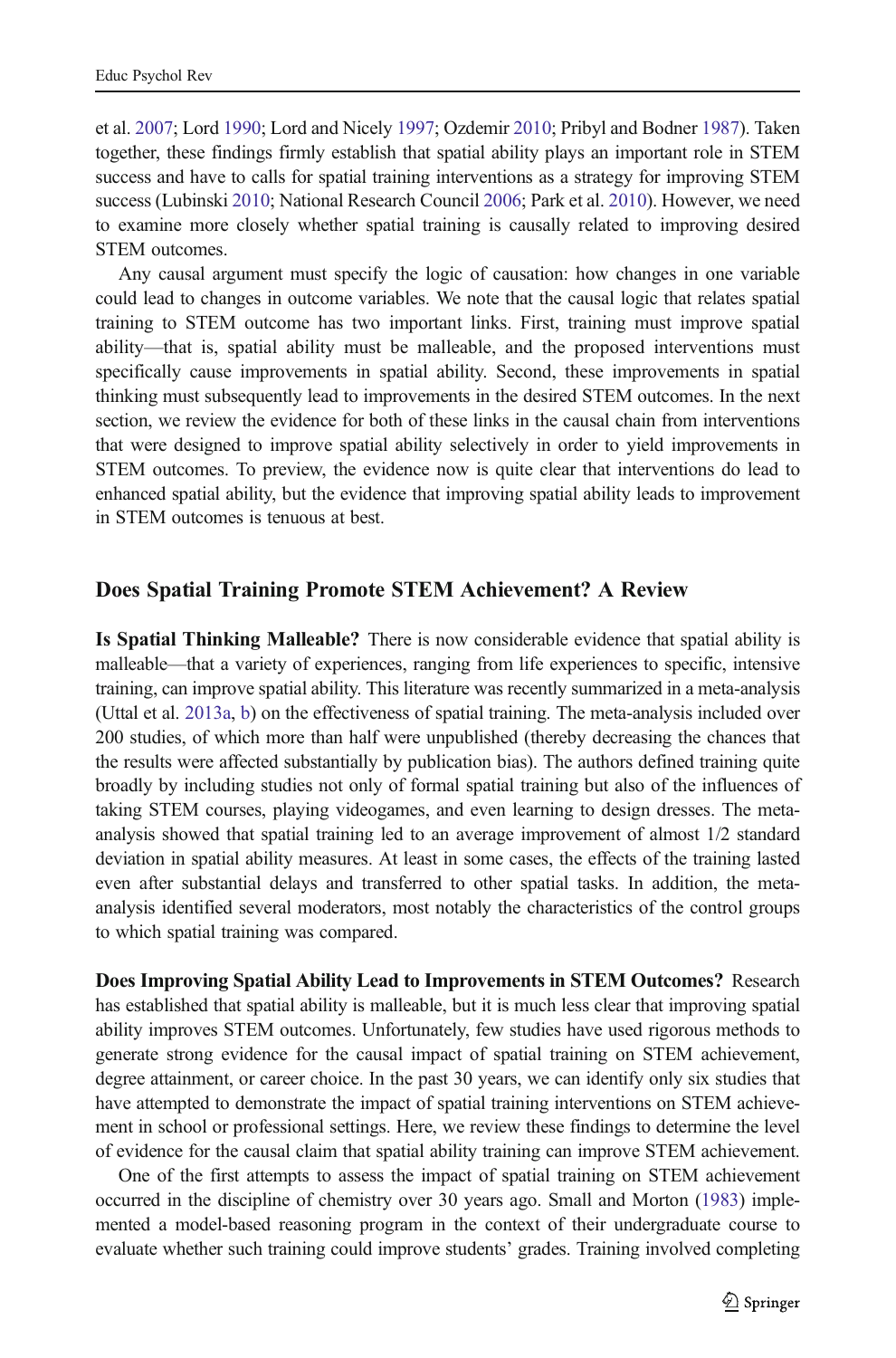et al. 2007; Lord 1990; Lord and Nicely 1997; Ozdemir 2010; Pribyl and Bodner 1987). Taken together, these findings firmly establish that spatial ability plays an important role in STEM success and have to calls for spatial training interventions as a strategy for improving STEM success (Lubinski 2010; National Research Council 2006; Park et al. 2010). However, we need to examine more closely whether spatial training is causally related to improving desired STEM outcomes.

Any causal argument must specify the logic of causation: how changes in one variable could lead to changes in outcome variables. We note that the causal logic that relates spatial training to STEM outcome has two important links. First, training must improve spatial ability—that is, spatial ability must be malleable, and the proposed interventions must specifically cause improvements in spatial ability. Second, these improvements in spatial thinking must subsequently lead to improvements in the desired STEM outcomes. In the next section, we review the evidence for both of these links in the causal chain from interventions that were designed to improve spatial ability selectively in order to yield improvements in STEM outcomes. To preview, the evidence now is quite clear that interventions do lead to enhanced spatial ability, but the evidence that improving spatial ability leads to improvement in STEM outcomes is tenuous at best.

## Does Spatial Training Promote STEM Achievement? A Review

**Is Spatial Thinking Malleable?** There is now considerable evidence that spatial ability is malleable—that a variety of experiences, ranging from life experiences to specific, intensive training, can improve spatial ability. This literature was recently summarized in a meta-analysis (Uttal et al. 2013a, b) on the effectiveness of spatial training. The meta-analysis included over 200 studies, of which more than half were unpublished (thereby decreasing the chances that the results were affected substantially by publication bias). The authors defined training quite broadly by including studies not only of formal spatial training but also of the influences of taking STEM courses, playing videogames, and even learning to design dresses. The meta-analysis showed that spatial training led to an average improvement of almost 1/2 standard deviation in spatial ability measures. At least in some cases, the effects of the training lasted even after substantial delays and transferred to other spatial tasks. In addition, the meta-analysis identified several moderators, most notably the characteristics of the control groups to which spatial training was compared.

**Does Improving Spatial Ability Lead to Improvements in STEM Outcomes?** Research has established that spatial ability is malleable, but it is much less clear that improving spatial ability improves STEM outcomes. Unfortunately, few studies have used rigorous methods to generate strong evidence for the causal impact of spatial training on STEM achievement, degree attainment, or career choice. In the past 30 years, we can identify only six studies that have attempted to demonstrate the impact of spatial training interventions on STEM achievement in school or professional settings. Here, we review these findings to determine the level of evidence for the causal claim that spatial ability training can improve STEM achievement.

One of the first attempts to assess the impact of spatial training on STEM achievement occurred in the discipline of chemistry over 30 years ago. Small and Morton (1983) implemented a model-based reasoning program in the context of their undergraduate course to evaluate whether such training could improve students' grades. Training involved completing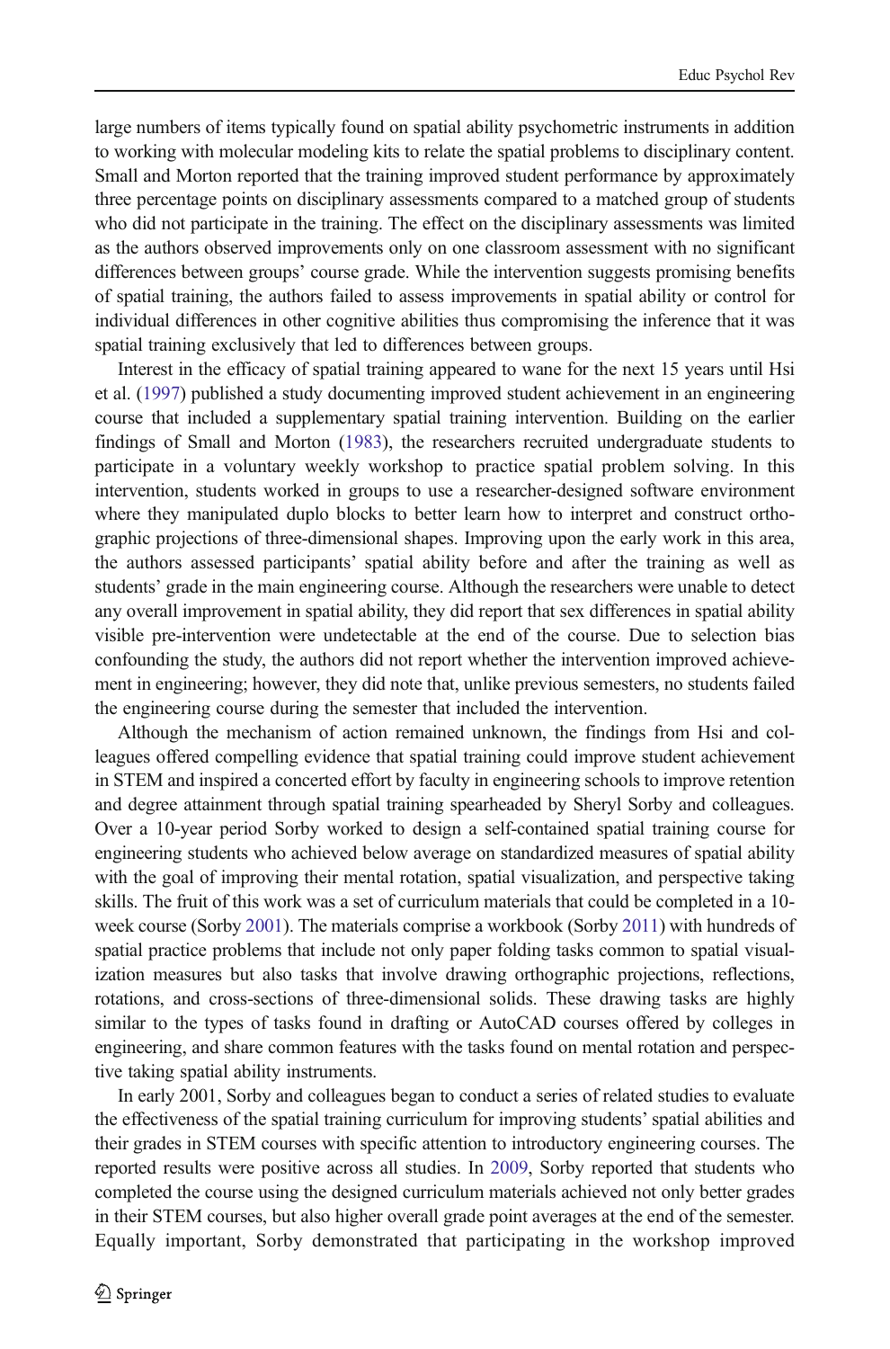large numbers of items typically found on spatial ability psychometric instruments in addition to working with molecular modeling kits to relate the spatial problems to disciplinary content. Small and Morton reported that the training improved student performance by approximately three percentage points on disciplinary assessments compared to a matched group of students who did not participate in the training. The effect on the disciplinary assessments was limited as the authors observed improvements only on one classroom assessment with no significant differences between groups' course grade. While the intervention suggests promising benefits of spatial training, the authors failed to assess improvements in spatial ability or control for individual differences in other cognitive abilities thus compromising the inference that it was spatial training exclusively that led to differences between groups.

Interest in the efficacy of spatial training appeared to wane for the next 15 years until Hsi et al. (1997) published a study documenting improved student achievement in an engineering course that included a supplementary spatial training intervention. Building on the earlier findings of Small and Morton (1983), the researchers recruited undergraduate students to participate in a voluntary weekly workshop to practice spatial problem solving. In this intervention, students worked in groups to use a researcher-designed software environment where they manipulated duplo blocks to better learn how to interpret and construct orthographic projections of three-dimensional shapes. Improving upon the early work in this area, the authors assessed participants' spatial ability before and after the training as well as students' grade in the main engineering course. Although the researchers were unable to detect any overall improvement in spatial ability, they did report that sex differences in spatial ability visible pre-intervention were undetectable at the end of the course. Due to selection bias confounding the study, the authors did not report whether the intervention improved achievement in engineering; however, they did note that, unlike previous semesters, no students failed the engineering course during the semester that included the intervention.

Although the mechanism of action remained unknown, the findings from Hsi and colleagues offered compelling evidence that spatial training could improve student achievement in STEM and inspired a concerted effort by faculty in engineering schools to improve retention and degree attainment through spatial training spearheaded by Sheryl Sorby and colleagues. Over a 10-year period Sorby worked to design a self-contained spatial training course for engineering students who achieved below average on standardized measures of spatial ability with the goal of improving their mental rotation, spatial visualization, and perspective taking skills. The fruit of this work was a set of curriculum materials that could be completed in a 10-week course (Sorby 2001). The materials comprise a workbook (Sorby 2011) with hundreds of spatial practice problems that include not only paper folding tasks common to spatial visualization measures but also tasks that involve drawing orthographic projections, reflections, rotations, and cross-sections of three-dimensional solids. These drawing tasks are highly similar to the types of tasks found in drafting or AutoCAD courses offered by colleges in engineering, and share common features with the tasks found on mental rotation and perspective taking spatial ability instruments.

In early 2001, Sorby and colleagues began to conduct a series of related studies to evaluate the effectiveness of the spatial training curriculum for improving students' spatial abilities and their grades in STEM courses with specific attention to introductory engineering courses. The reported results were positive across all studies. In 2009, Sorby reported that students who completed the course using the designed curriculum materials achieved not only better grades in their STEM courses, but also higher overall grade point averages at the end of the semester. Equally important, Sorby demonstrated that participating in the workshop improved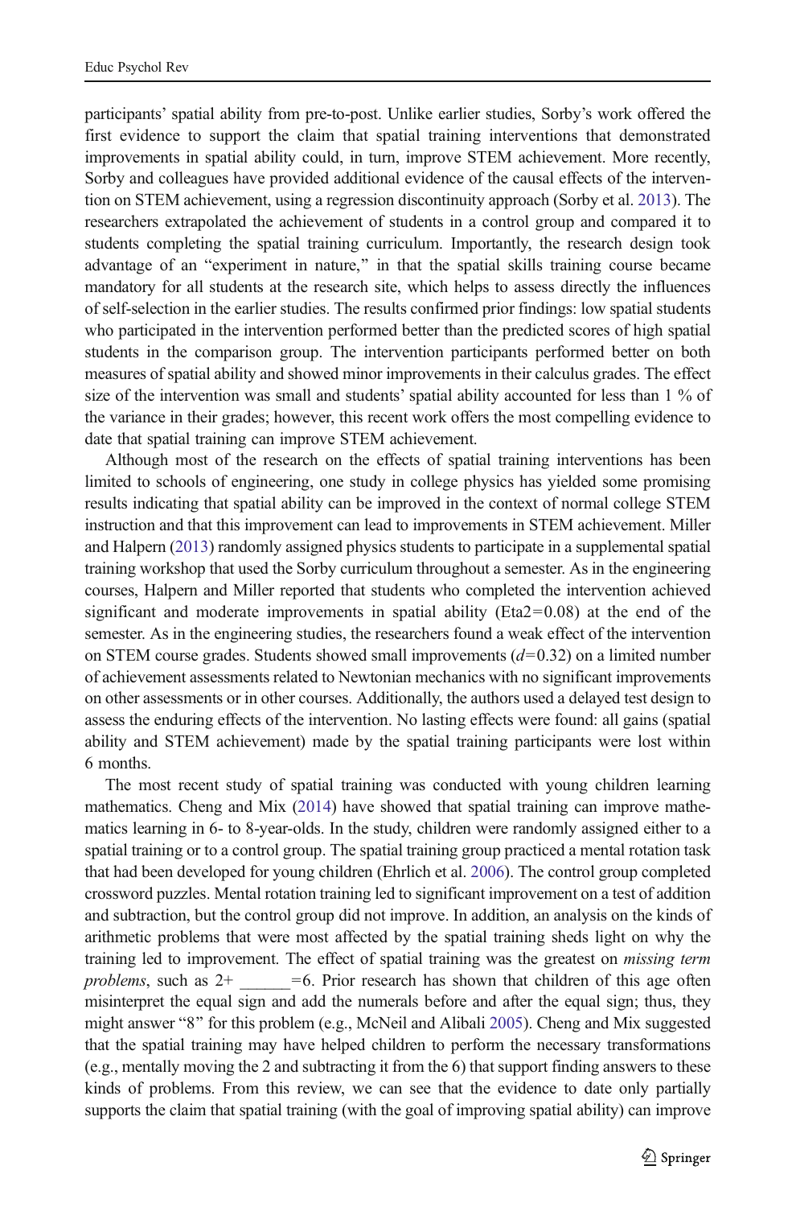participants' spatial ability from pre-to-post. Unlike earlier studies, Sorby's work offered the first evidence to support the claim that spatial training interventions that demonstrated improvements in spatial ability could, in turn, improve STEM achievement. More recently, Sorby and colleagues have provided additional evidence of the causal effects of the intervention on STEM achievement, using a regression discontinuity approach (Sorby et al. 2013). The researchers extrapolated the achievement of students in a control group and compared it to students completing the spatial training curriculum. Importantly, the research design took advantage of an "experiment in nature," in that the spatial skills training course became mandatory for all students at the research site, which helps to assess directly the influences of self-selection in the earlier studies. The results confirmed prior findings: low spatial students who participated in the intervention performed better than the predicted scores of high spatial students in the comparison group. The intervention participants performed better on both measures of spatial ability and showed minor improvements in their calculus grades. The effect size of the intervention was small and students' spatial ability accounted for less than 1 % of the variance in their grades; however, this recent work offers the most compelling evidence to date that spatial training can improve STEM achievement.

Although most of the research on the effects of spatial training interventions has been limited to schools of engineering, one study in college physics has yielded some promising results indicating that spatial ability can be improved in the context of normal college STEM instruction and that this improvement can lead to improvements in STEM achievement. Miller and Halpern (2013) randomly assigned physics students to participate in a supplemental spatial training workshop that used the Sorby curriculum throughout a semester. As in the engineering courses, Halpern and Miller reported that students who completed the intervention achieved significant and moderate improvements in spatial ability ($\text{Eta}^2=0.08$) at the end of the semester. As in the engineering studies, the researchers found a weak effect of the intervention on STEM course grades. Students showed small improvements ($d=0.32$) on a limited number of achievement assessments related to Newtonian mechanics with no significant improvements on other assessments or in other courses. Additionally, the authors used a delayed test design to assess the enduring effects of the intervention. No lasting effects were found: all gains (spatial ability and STEM achievement) made by the spatial training participants were lost within 6 months.

The most recent study of spatial training was conducted with young children learning mathematics. Cheng and Mix (2014) have showed that spatial training can improve mathematics learning in 6- to 8-year-olds. In the study, children were randomly assigned either to a spatial training or to a control group. The spatial training group practiced a mental rotation task that had been developed for young children (Ehrlich et al. 2006). The control group completed crossword puzzles. Mental rotation training led to significant improvement on a test of addition and subtraction, but the control group did not improve. In addition, an analysis on the kinds of arithmetic problems that were most affected by the spatial training sheds light on why the training led to improvement. The effect of spatial training was the greatest on *missing term problems*, such as 2+ ______=6. Prior research has shown that children of this age often misinterpret the equal sign and add the numerals before and after the equal sign; thus, they might answer "8" for this problem (e.g., McNeil and Alibali 2005). Cheng and Mix suggested that the spatial training may have helped children to perform the necessary transformations (e.g., mentally moving the 2 and subtracting it from the 6) that support finding answers to these kinds of problems. From this review, we can see that the evidence to date only partially supports the claim that spatial training (with the goal of improving spatial ability) can improve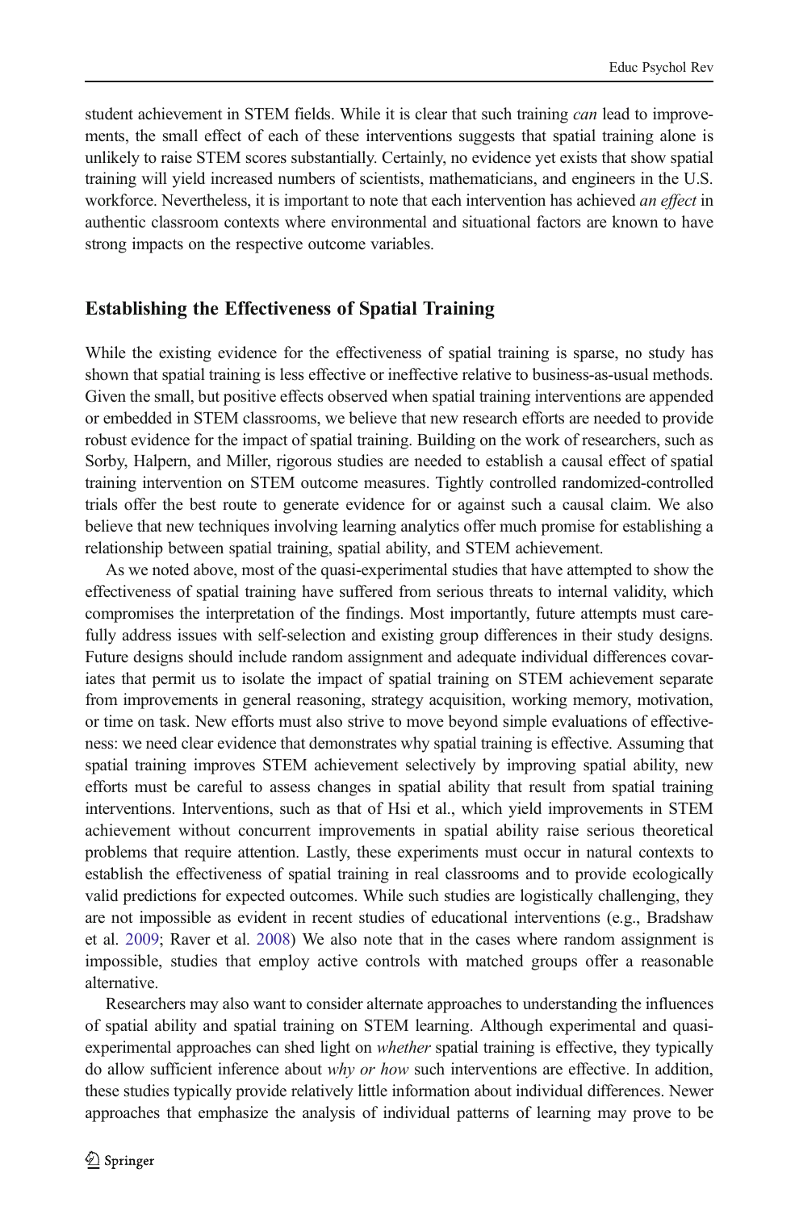student achievement in STEM fields. While it is clear that such training *can* lead to improvements, the small effect of each of these interventions suggests that spatial training alone is unlikely to raise STEM scores substantially. Certainly, no evidence yet exists that show spatial training will yield increased numbers of scientists, mathematicians, and engineers in the U.S. workforce. Nevertheless, it is important to note that each intervention has achieved *an effect* in authentic classroom contexts where environmental and situational factors are known to have strong impacts on the respective outcome variables.

## Establishing the Effectiveness of Spatial Training

While the existing evidence for the effectiveness of spatial training is sparse, no study has shown that spatial training is less effective or ineffective relative to business-as-usual methods. Given the small, but positive effects observed when spatial training interventions are appended or embedded in STEM classrooms, we believe that new research efforts are needed to provide robust evidence for the impact of spatial training. Building on the work of researchers, such as Sorby, Halpern, and Miller, rigorous studies are needed to establish a causal effect of spatial training intervention on STEM outcome measures. Tightly controlled randomized-controlled trials offer the best route to generate evidence for or against such a causal claim. We also believe that new techniques involving learning analytics offer much promise for establishing a relationship between spatial training, spatial ability, and STEM achievement.

As we noted above, most of the quasi-experimental studies that have attempted to show the effectiveness of spatial training have suffered from serious threats to internal validity, which compromises the interpretation of the findings. Most importantly, future attempts must carefully address issues with self-selection and existing group differences in their study designs. Future designs should include random assignment and adequate individual differences covariates that permit us to isolate the impact of spatial training on STEM achievement separate from improvements in general reasoning, strategy acquisition, working memory, motivation, or time on task. New efforts must also strive to move beyond simple evaluations of effectiveness: we need clear evidence that demonstrates why spatial training is effective. Assuming that spatial training improves STEM achievement selectively by improving spatial ability, new efforts must be careful to assess changes in spatial ability that result from spatial training interventions. Interventions, such as that of Hsi et al., which yield improvements in STEM achievement without concurrent improvements in spatial ability raise serious theoretical problems that require attention. Lastly, these experiments must occur in natural contexts to establish the effectiveness of spatial training in real classrooms and to provide ecologically valid predictions for expected outcomes. While such studies are logistically challenging, they are not impossible as evident in recent studies of educational interventions (e.g., Bradshaw et al. 2009; Raver et al. 2008) We also note that in the cases where random assignment is impossible, studies that employ active controls with matched groups offer a reasonable alternative.

Researchers may also want to consider alternate approaches to understanding the influences of spatial ability and spatial training on STEM learning. Although experimental and quasi-experimental approaches can shed light on *whether* spatial training is effective, they typically do allow sufficient inference about *why or how* such interventions are effective. In addition, these studies typically provide relatively little information about individual differences. Newer approaches that emphasize the analysis of individual patterns of learning may prove to be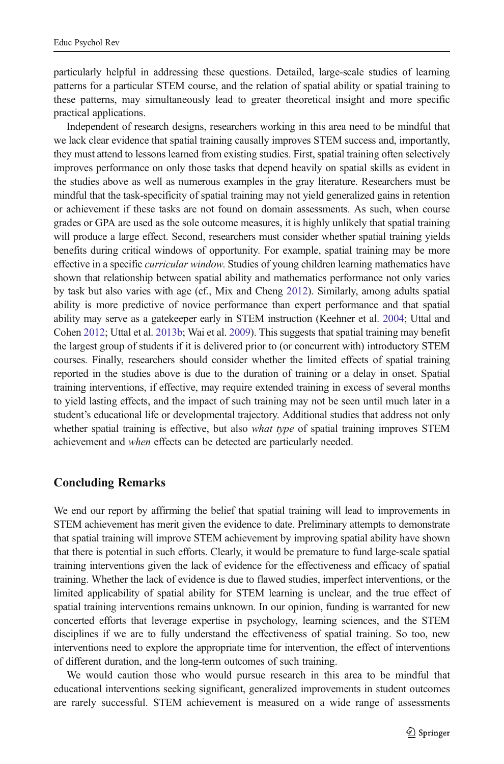particularly helpful in addressing these questions. Detailed, large-scale studies of learning patterns for a particular STEM course, and the relation of spatial ability or spatial training to these patterns, may simultaneously lead to greater theoretical insight and more specific practical applications.

Independent of research designs, researchers working in this area need to be mindful that we lack clear evidence that spatial training causally improves STEM success and, importantly, they must attend to lessons learned from existing studies. First, spatial training often selectively improves performance on only those tasks that depend heavily on spatial skills as evident in the studies above as well as numerous examples in the gray literature. Researchers must be mindful that the task-specificity of spatial training may not yield generalized gains in retention or achievement if these tasks are not found on domain assessments. As such, when course grades or GPA are used as the sole outcome measures, it is highly unlikely that spatial training will produce a large effect. Second, researchers must consider whether spatial training yields benefits during critical windows of opportunity. For example, spatial training may be more effective in a specific *curricular window*. Studies of young children learning mathematics have shown that relationship between spatial ability and mathematics performance not only varies by task but also varies with age (cf., Mix and Cheng 2012). Similarly, among adults spatial ability is more predictive of novice performance than expert performance and that spatial ability may serve as a gatekeeper early in STEM instruction (Keehner et al. 2004; Uttal and Cohen 2012; Uttal et al. 2013b; Wai et al. 2009). This suggests that spatial training may benefit the largest group of students if it is delivered prior to (or concurrent with) introductory STEM courses. Finally, researchers should consider whether the limited effects of spatial training reported in the studies above is due to the duration of training or a delay in onset. Spatial training interventions, if effective, may require extended training in excess of several months to yield lasting effects, and the impact of such training may not be seen until much later in a student's educational life or developmental trajectory. Additional studies that address not only whether spatial training is effective, but also *what type* of spatial training improves STEM achievement and *when* effects can be detected are particularly needed.

## Concluding Remarks

We end our report by affirming the belief that spatial training will lead to improvements in STEM achievement has merit given the evidence to date. Preliminary attempts to demonstrate that spatial training will improve STEM achievement by improving spatial ability have shown that there is potential in such efforts. Clearly, it would be premature to fund large-scale spatial training interventions given the lack of evidence for the effectiveness and efficacy of spatial training. Whether the lack of evidence is due to flawed studies, imperfect interventions, or the limited applicability of spatial ability for STEM learning is unclear, and the true effect of spatial training interventions remains unknown. In our opinion, funding is warranted for new concerted efforts that leverage expertise in psychology, learning sciences, and the STEM disciplines if we are to fully understand the effectiveness of spatial training. So too, new interventions need to explore the appropriate time for intervention, the effect of interventions of different duration, and the long-term outcomes of such training.

We would caution those who would pursue research in this area to be mindful that educational interventions seeking significant, generalized improvements in student outcomes are rarely successful. STEM achievement is measured on a wide range of assessments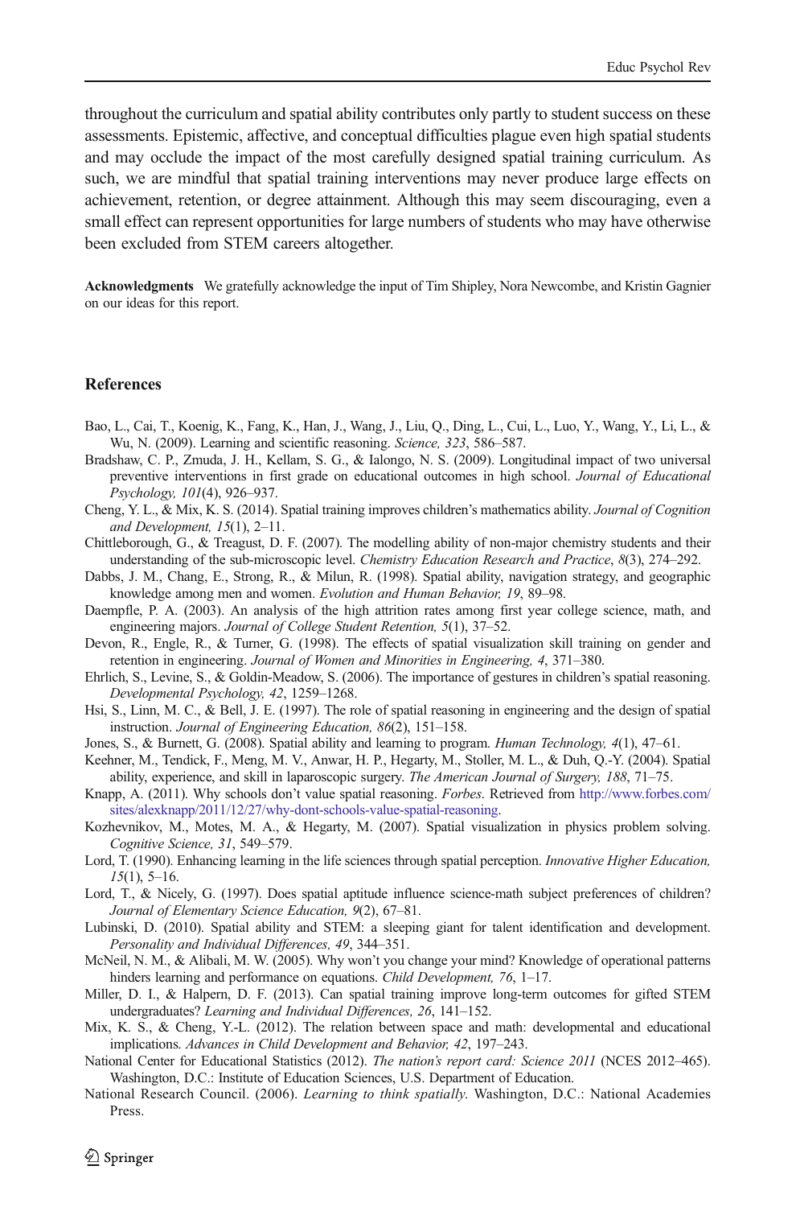throughout the curriculum and spatial ability contributes only partly to student success on these assessments. Epistemic, affective, and conceptual difficulties plague even high spatial students and may occlude the impact of the most carefully designed spatial training curriculum. As such, we are mindful that spatial training interventions may never produce large effects on achievement, retention, or degree attainment. Although this may seem discouraging, even a small effect can represent opportunities for large numbers of students who may have otherwise been excluded from STEM careers altogether.

**Acknowledgments** We gratefully acknowledge the input of Tim Shipley, Nora Newcombe, and Kristin Gagnier on our ideas for this report.

## References

Bao, L., Cai, T., Koenig, K., Fang, K., Han, J., Wang, J., Liu, Q., Ding, L., Cui, L., Luo, Y., Wang, Y., Li, L., & Wu, N. (2009). Learning and scientific reasoning. *Science, 323*, 586–587.

Bradshaw, C. P., Zmuda, J. H., Kellam, S. G., & Ialongo, N. S. (2009). Longitudinal impact of two universal preventive interventions in first grade on educational outcomes in high school. *Journal of Educational Psychology, 101*(4), 926–937.

Cheng, Y. L., & Mix, K. S. (2014). Spatial training improves children's mathematics ability. *Journal of Cognition and Development, 15*(1), 2–11.

Chittleborough, G., & Treagust, D. F. (2007). The modelling ability of non-major chemistry students and their understanding of the sub-microscopic level. *Chemistry Education Research and Practice*, *8*(3), 274–292.

Dabbs, J. M., Chang, E., Strong, R., & Milun, R. (1998). Spatial ability, navigation strategy, and geographic knowledge among men and women. *Evolution and Human Behavior, 19*, 89–98.

Daempfle, P. A. (2003). An analysis of the high attrition rates among first year college science, math, and engineering majors. *Journal of College Student Retention, 5*(1), 37–52.

Devon, R., Engle, R., & Turner, G. (1998). The effects of spatial visualization skill training on gender and retention in engineering. *Journal of Women and Minorities in Engineering, 4*, 371–380.

Ehrlich, S., Levine, S., & Goldin-Meadow, S. (2006). The importance of gestures in children's spatial reasoning. *Developmental Psychology, 42*, 1259–1268.

Hsi, S., Linn, M. C., & Bell, J. E. (1997). The role of spatial reasoning in engineering and the design of spatial instruction. *Journal of Engineering Education, 86*(2), 151–158.

Jones, S., & Burnett, G. (2008). Spatial ability and learning to program. *Human Technology, 4*(1), 47–61.

Keehner, M., Tendick, F., Meng, M. V., Anwar, H. P., Hegarty, M., Stoller, M. L., & Duh, Q.-Y. (2004). Spatial ability, experience, and skill in laparoscopic surgery. *The American Journal of Surgery, 188*, 71–75.

Knapp, A. (2011). Why schools don't value spatial reasoning. *Forbes*. Retrieved from http://www.forbes.com/sites/alexknapp/2011/12/27/why-dont-schools-value-spatial-reasoning.

Kozhevnikov, M., Motes, M. A., & Hegarty, M. (2007). Spatial visualization in physics problem solving. *Cognitive Science, 31*, 549–579.

Lord, T. (1990). Enhancing learning in the life sciences through spatial perception. *Innovative Higher Education, 15*(1), 5–16.

Lord, T., & Nicely, G. (1997). Does spatial aptitude influence science-math subject preferences of children? *Journal of Elementary Science Education, 9*(2), 67–81.

Lubinski, D. (2010). Spatial ability and STEM: a sleeping giant for talent identification and development. *Personality and Individual Differences, 49*, 344–351.

McNeil, N. M., & Alibali, M. W. (2005). Why won't you change your mind? Knowledge of operational patterns hinders learning and performance on equations. *Child Development, 76*, 1–17.

Miller, D. I., & Halpern, D. F. (2013). Can spatial training improve long-term outcomes for gifted STEM undergraduates? *Learning and Individual Differences, 26*, 141–152.

Mix, K. S., & Cheng, Y.-L. (2012). The relation between space and math: developmental and educational implications. *Advances in Child Development and Behavior, 42*, 197–243.

National Center for Educational Statistics (2012). *The nation's report card: Science 2011* (NCES 2012–465). Washington, D.C.: Institute of Education Sciences, U.S. Department of Education.

National Research Council. (2006). *Learning to think spatially.* Washington, D.C.: National Academies Press.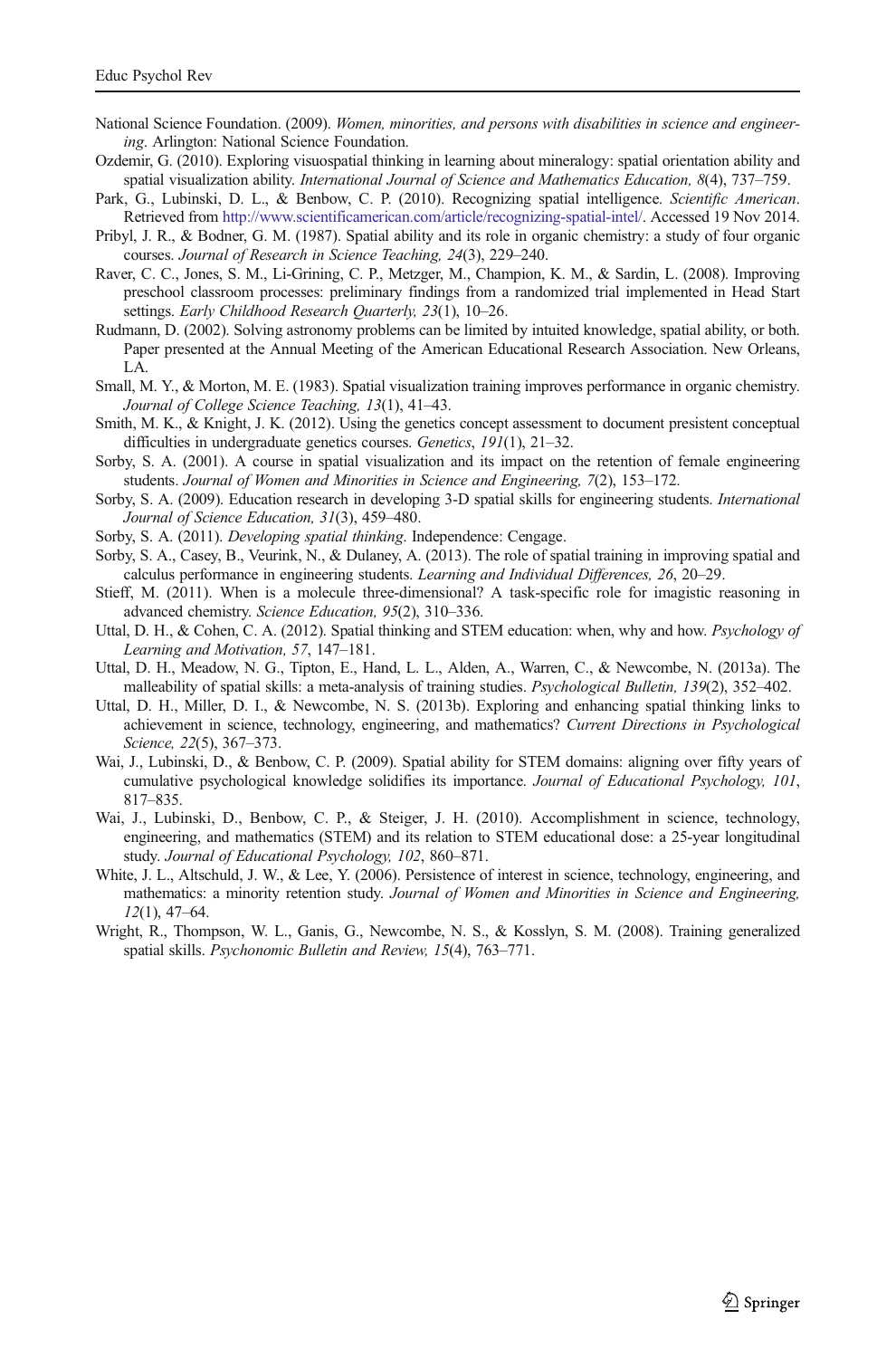National Science Foundation. (2009). *Women, minorities, and persons with disabilities in science and engineering*. Arlington: National Science Foundation.

Ozdemir, G. (2010). Exploring visuospatial thinking in learning about mineralogy: spatial orientation ability and spatial visualization ability. *International Journal of Science and Mathematics Education, 8*(4), 737–759.

Park, G., Lubinski, D. L., & Benbow, C. P. (2010). Recognizing spatial intelligence. *Scientific American*. Retrieved from http://www.scientificamerican.com/article/recognizing-spatial-intel/. Accessed 19 Nov 2014.

Pribyl, J. R., & Bodner, G. M. (1987). Spatial ability and its role in organic chemistry: a study of four organic courses. *Journal of Research in Science Teaching, 24*(3), 229–240.

Raver, C. C., Jones, S. M., Li-Grining, C. P., Metzger, M., Champion, K. M., & Sardin, L. (2008). Improving preschool classroom processes: preliminary findings from a randomized trial implemented in Head Start settings. *Early Childhood Research Quarterly, 23*(1), 10–26.

Rudmann, D. (2002). Solving astronomy problems can be limited by intuited knowledge, spatial ability, or both. Paper presented at the Annual Meeting of the American Educational Research Association. New Orleans, LA.

Small, M. Y., & Morton, M. E. (1983). Spatial visualization training improves performance in organic chemistry. *Journal of College Science Teaching, 13*(1), 41–43.

Smith, M. K., & Knight, J. K. (2012). Using the genetics concept assessment to document presistent conceptual difficulties in undergraduate genetics courses. *Genetics*, *191*(1), 21–32.

Sorby, S. A. (2001). A course in spatial visualization and its impact on the retention of female engineering students. *Journal of Women and Minorities in Science and Engineering, 7*(2), 153–172.

Sorby, S. A. (2009). Education research in developing 3-D spatial skills for engineering students. *International Journal of Science Education, 31*(3), 459–480.

Sorby, S. A. (2011). *Developing spatial thinking*. Independence: Cengage.

Sorby, S. A., Casey, B., Veurink, N., & Dulaney, A. (2013). The role of spatial training in improving spatial and calculus performance in engineering students. *Learning and Individual Differences, 26*, 20–29.

Stieff, M. (2011). When is a molecule three-dimensional? A task-specific role for imagistic reasoning in advanced chemistry. *Science Education, 95*(2), 310–336.

Uttal, D. H., & Cohen, C. A. (2012). Spatial thinking and STEM education: when, why and how. *Psychology of Learning and Motivation, 57*, 147–181.

Uttal, D. H., Meadow, N. G., Tipton, E., Hand, L. L., Alden, A., Warren, C., & Newcombe, N. (2013a). The malleability of spatial skills: a meta-analysis of training studies. *Psychological Bulletin, 139*(2), 352–402.

Uttal, D. H., Miller, D. I., & Newcombe, N. S. (2013b). Exploring and enhancing spatial thinking links to achievement in science, technology, engineering, and mathematics? *Current Directions in Psychological Science, 22*(5), 367–373.

Wai, J., Lubinski, D., & Benbow, C. P. (2009). Spatial ability for STEM domains: aligning over fifty years of cumulative psychological knowledge solidifies its importance. *Journal of Educational Psychology, 101*, 817–835.

Wai, J., Lubinski, D., Benbow, C. P., & Steiger, J. H. (2010). Accomplishment in science, technology, engineering, and mathematics (STEM) and its relation to STEM educational dose: a 25-year longitudinal study. *Journal of Educational Psychology, 102*, 860–871.

White, J. L., Altschuld, J. W., & Lee, Y. (2006). Persistence of interest in science, technology, engineering, and mathematics: a minority retention study. *Journal of Women and Minorities in Science and Engineering, 12*(1), 47–64.

Wright, R., Thompson, W. L., Ganis, G., Newcombe, N. S., & Kosslyn, S. M. (2008). Training generalized spatial skills. *Psychonomic Bulletin and Review, 15*(4), 763–771.